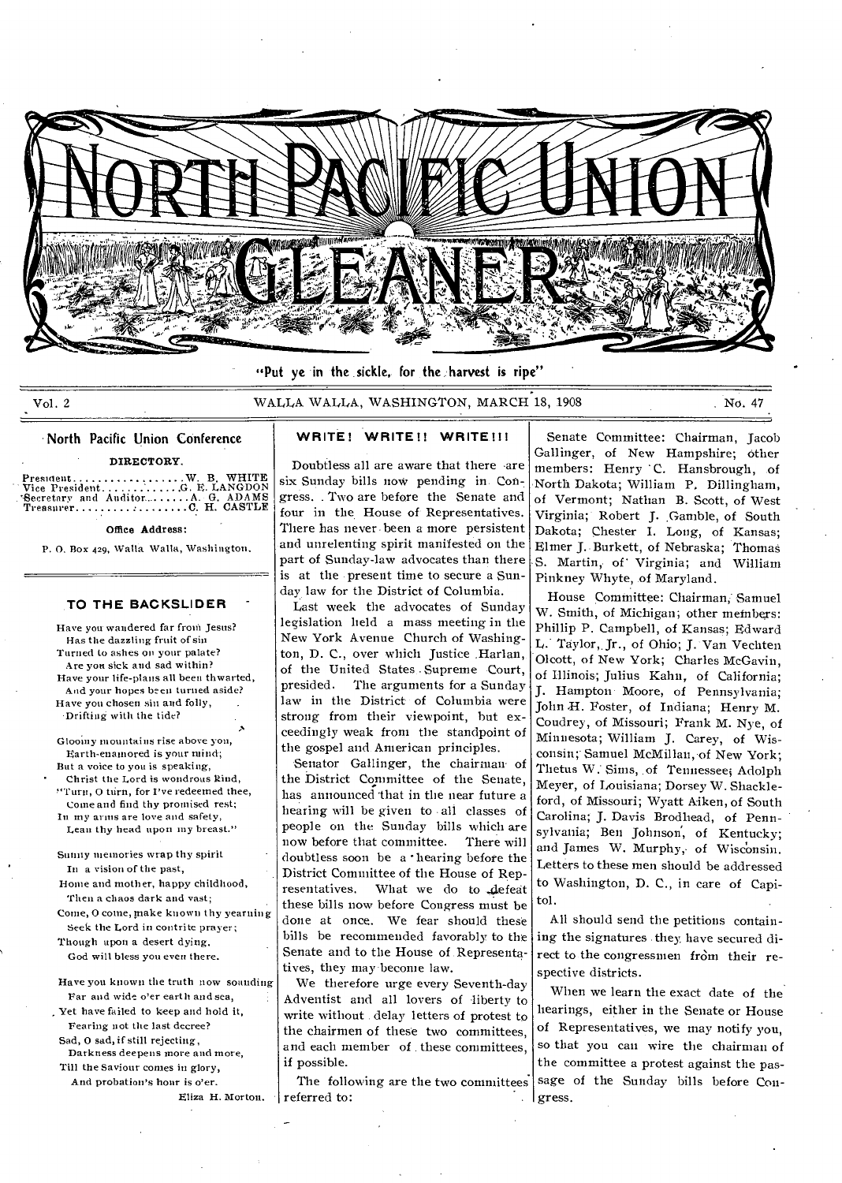# NORTH PACIFIC UNION GLEANER

"Put ye in the sickle, for the harvest is ripe"

Vol. 2 WALLA WALLA, WASHINGTON, MARCH 18, 1908 No. 47

## North Pacific Union Conference

DIRECTORY.

President . . . . . . . . . . . . . . . . . . W. B. WHITE
Vice President . . . . . . . . . . . . G. E. LANGDON
Secretary and Auditor . . . . . . . . A. G. ADAMS
Treasurer . . . . . . . . . . . . . . . . . . C. H. CASTLE

**Office Address:**

P. O. Box 429, Walla Walla, Washington.

## TO THE BACKSLIDER

Have you wandered far from Jesus?
Has the dazzling fruit of sin
Turned to ashes on your palate?
Are you sick and sad within?
Have your life-plans all been thwarted,
And your hopes been turned aside?
Have you chosen sin and folly,
Drifting with the tide?

Gloomy mountains rise above you,
Earth-enamored is your mind;
But a voice to you is speaking,
Christ the Lord is wondrous kind,
"Turn, O turn, for I've redeemed thee,
Come and find thy promised rest;
In my arms are love and safety,
Lean thy head upon my breast."

Sunny memories wrap thy spirit
In a vision of the past,
Home and mother, happy childhood,
Then a chaos dark and vast;
Come, O come, make known thy yearning
Seek the Lord in contrite prayer;
Though upon a desert dying,
God will bless you even there.

Have you known the truth now sounding
Far and wide o'er earth and sea,
Yet have failed to keep and hold it,
Fearing not the last decree?
Sad, O sad, if still rejecting,
Darkness deepens more and more,
Till the Saviour comes in glory,
And probation's hour is o'er.

Eliza H. Morton.

## WRITE! WRITE!! WRITE!!!

Doubtless all are aware that there are six Sunday bills now pending in Congress. Two are before the Senate and four in the House of Representatives. There has never been a more persistent and unrelenting spirit manifested on the part of Sunday-law advocates than there is at the present time to secure a Sunday law for the District of Columbia.

Last week the advocates of Sunday legislation held a mass meeting in the New York Avenue Church of Washington, D. C., over which Justice Harlan, of the United States Supreme Court, presided. The arguments for a Sunday law in the District of Columbia were strong from their viewpoint, but exceedingly weak from the standpoint of the gospel and American principles.

Senator Gallinger, the chairman of the District Committee of the Senate, has announced that in the near future a hearing will be given to all classes of people on the Sunday bills which are now before that committee. There will doubtless soon be a hearing before the District Committee of the House of Representatives. What we do to defeat these bills now before Congress must be done at once. We fear should these bills be recommended favorably to the Senate and to the House of Representatives, they may become law.

We therefore urge every Seventh-day Adventist and all lovers of liberty to write without delay letters of protest to the chairmen of these two committees, and each member of these committees, if possible.

The following are the two committees referred to:

Senate Committee: Chairman, Jacob Gallinger, of New Hampshire; other members: Henry C. Hansbrough, of North Dakota; William P. Dillingham, of Vermont; Nathan B. Scott, of West Virginia; Robert J. Gamble, of South Dakota; Chester I. Long, of Kansas; Elmer J. Burkett, of Nebraska; Thomas S. Martin, of Virginia; and William Pinkney Whyte, of Maryland.

House Committee: Chairman, Samuel W. Smith, of Michigan; other members: Phillip P. Campbell, of Kansas; Edward L. Taylor, Jr., of Ohio; J. Van Vechten Olcott, of New York; Charles McGavin, of Illinois; Julius Kahn, of California; J. Hampton Moore, of Pennsylvania; John H. Foster, of Indiana; Henry M. Coudrey, of Missouri; Frank M. Nye, of Minnesota; William J. Carey, of Wisconsin; Samuel McMillan, of New York; Thetus W. Sims, of Tennessee; Adolph Meyer, of Louisiana; Dorsey W. Shackleford, of Missouri; Wyatt Aiken, of South Carolina; J. Davis Brodhead, of Pennsylvania; Ben Johnson, of Kentucky; and James W. Murphy, of Wisconsin. Letters to these men should be addressed to Washington, D. C., in care of Capitol.

All should send the petitions containing the signatures they have secured direct to the congressmen from their respective districts.

When we learn the exact date of the hearings, either in the Senate or House of Representatives, we may notify you, so that you can wire the chairman of the committee a protest against the passage of the Sunday bills before Congress.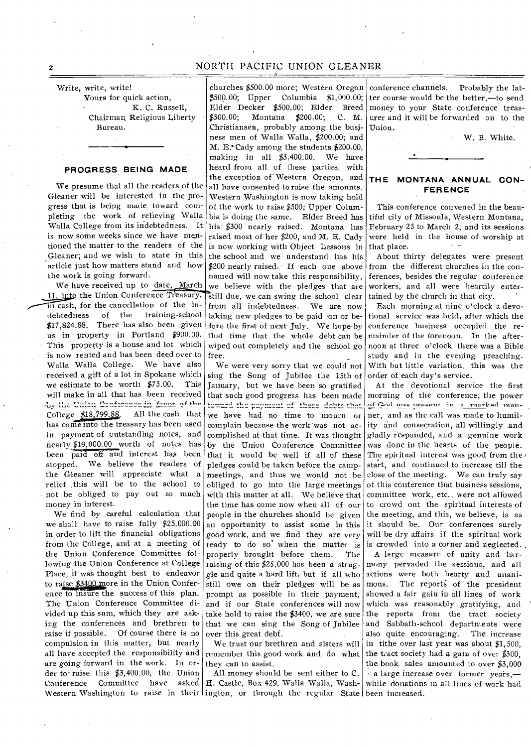Write, write, write!

Yours for quick action,

K. C. Russell,
Chairman Religious Liberty Bureau.

---

## PROGRESS BEING MADE

We presume that all the readers of the Gleaner will be interested in the progress that is being made toward completing the work of relieving Walla Walla College from its indebtedness. It is now some weeks since we have mentioned the matter to the readers of the Gleaner; and we wish to state in this article just how matters stand and how the work is going forward.

We have received up to date, March 11, into the Union Conference Treasury, in cash, for the cancellation of the indebtedness of the training-school $17,824.88. There has also been given us in property in Portland $900.00. This property is a house and lot which is now rented and has been deed over to Walla Walla College. We have also received a gift of a lot in Spokane which we estimate to be worth $75.00. This will make in all that has been received by the Union Conference in favor of the College $18,799.88. All the cash that has come into the treasury has been used in payment of outstanding notes, and nearly $19,000.00 worth of notes has been paid off and interest has been stopped. We believe the readers of the Gleaner will appreciate what a relief this will be to the school to not be obliged to pay out so much money in interest.

We find by careful calculation that we shall have to raise fully $25,000.00 in order to lift the financial obligations from the College, and at a meeting of the Union Conference Committee following the Union Conference at College Place, it was thought best to endeavor to raise $3400 more in the Union Conference to insure the success of this plan. The Union Conference Committee divided up this sum, which they are asking the conferences and brethren to raise if possible. Of course there is no compulsion in this matter, but nearly all have accepted the responsibility and are going forward in the work. In order to raise this $3,400.00, the Union Conference Committee have asked Western Washington to raise in their churches $500.00 more; Western Oregon $500.00; Upper Columbia $1,000.00; Elder Decker $500.00; Elder Breed $300.00; Montana $200.00; C. M. Christiansen, probably among the business men of Walla Walla, $200.00; and M. E. Cady among the students $200.00, making in all $3,400.00. We have heard from all of these parties, with the exception of Western Oregon, and all have consented to raise the amounts. Western Washington is now taking hold of the work to raise $500; Upper Columbia is doing the same. Elder Breed has his $300 nearly raised. Montana has raised most of her $200, and M. E. Cady is now working with Object Lessons in the school and we understand has his $200 nearly raised. If each one above named will now take this responsibility, we believe with the pledges that are still due, we can swing the school clear from all indebtedness. We are now taking new pledges to be paid on or before the first of next July. We hope by that time that the whole debt can be wiped out completely and the school go free.

We were very sorry that we could not sing the Song of Jubilee the 15th of January, but we have been so gratified that such good progress has been made toward the payment of these debts that we have had no time to mourn or complain because the work was not accomplished at that time. It was thought by the Union Conference Committee that it would be well if all of these pledges could be taken before the camp-meetings, and thus we would not be obliged to go into the large meetings with this matter at all. We believe that the time has come now when all of our people in the churches should be given an opportunity to assist some in this good work, and we find they are very ready to do so when the matter is properly brought before them. The raising of this $25,000 has been a struggle and quite a hard lift, but if all who still owe on their pledges will be as prompt as possible in their payment, and if our State conferences will now take hold to raise the $3400, we are sure that we can sing the Song of Jubilee over this great debt.

We trust our brethren and sisters will remember this good work and do what they can to assist.

All money should be sent either to C. H. Castle, Box 429, Walla Walla, Washington, or through the regular State conference channels. Probably the latter course would be the better,—to send money to your State conference treasurer and it will be forwarded on to the Union.

W. B. White.

---

## THE MONTANA ANNUAL CONFERENCE

This conference convened in the beautiful city of Missoula, Western Montana, February 25 to March 2, and its sessions were held in the house of worship at that place.

About thirty delegates were present from the different churches in the conferences, besides the regular conference workers, and all were heartily entertained by the church in that city.

Each morning at nine o'clock a devotional service was held, after which the conference business occupied the remainder of the forenoon. In the afternoon at three o'clock there was a Bible study and in the evening preaching. With but little variation, this was the order of each day's service.

At the devotional service the first morning of the conference, the power of God was present in a marked manner, and as the call was made to humility and consecration, all willingly and gladly responded, and a genuine work was done in the hearts of the people. The spiritual interest was good from the start, and continued to increase till the close of the meeting. We can truly say of this conference that business sessions, committee work, etc., were not allowed to crowd out the spiritual interests of the meeting, and this, we believe, is as it should be. Our conferences surely will be dry affairs if the spiritual work is crowded into a corner and neglected.

A large measure of unity and harmony pervaded the sessions, and all actions were both hearty and unanimous. The reports of the president showed a fair gain in all lines of work which was reasonably gratifying, and the reports from the tract society and Sabbath-school departments were also quite encouraging. The increase in tithe over last year was about $1,500, the tract society had a gain of over $300, the book sales amounted to over $3,000 —a large increase over former years,— while donations in all lines of work had been increased.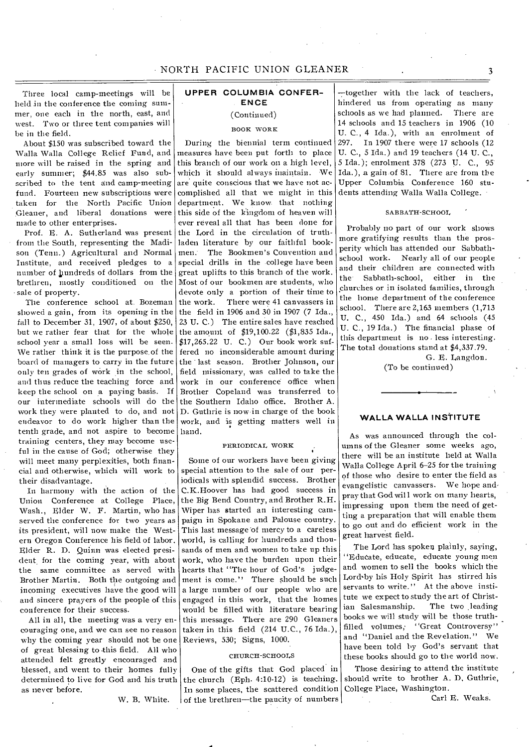Three local camp-meetings will be held in the conference the coming summer, one each in the north, east, and west. Two or three tent companies will be in the field.

About $150 was subscribed toward the Walla Walla College Relief Fund, and more will be raised in the spring and early summer; $44.85 was also subscribed to the tent and camp-meeting fund. Fourteen new subscriptions were taken for the North Pacific Union Gleaner, and liberal donations were made to other enterprises.

Prof. E. A. Sutherland was present from the South, representing the Madison (Tenn.) Agricultural and Normal Institute, and received pledges to a number of hundreds of dollars from the brethren, mostly conditioned on the sale of property.

The conference school at Bozeman showed a gain, from its opening in the fall to December 31, 1907, of about $250, but we rather fear that for the whole school year a small loss will be seen. We rather think it is the purpose of the board of managers to carry in the future only ten grades of work in the school, and thus reduce the teaching force and keep the school on a paying basis. If our intermediate schools will do the work they were planted to do, and not endeavor to do work higher than the tenth grade, and not aspire to become training centers, they may become useful in the cause of God; otherwise they will meet many perplexities, both financial and otherwise, which will work to their disadvantage.

In harmony with the action of the Union Conference at College Place, Wash., Elder W. F. Martin, who has served the conference for two years as its president, will now make the Western Oregon Conference his field of labor. Elder R. D. Quinn was elected president for the coming year, with about the same committee as served with Brother Martin. Both the outgoing and incoming executives have the good will and sincere prayers of the people of this conference for their success.

All in all, the meeting was a very encouraging one, and we can see no reason why the coming year should not be one of great blessing to this field. All who attended felt greatly encouraged and blessed, and went to their homes fully determined to live for God and his truth as never before.

W. B. White.

## UPPER COLUMBIA CONFERENCE

(Continued)

### BOOK WORK

During the biennial term continued measures have been put forth to place this branch of our work on a high level, which it should always maintain. We are quite conscious that we have not accomplished all that we might in this department. We know that nothing this side of the kingdom of heaven will ever reveal all that has been done for the Lord in the circulation of truth-laden literature by our faithful bookmen. The Bookmen's Convention and special drills in the college have been great uplifts to this branch of the work. Most of our bookmen are students, who devote only a portion of their time to the work. There were 41 canvassers in the field in 1906 and 30 in 1907 (7 Ida., 23 U. C.) The entire sales have reached the amount of $19,100.22 ($1,835 Ida., $17,265.22 U. C.) Our book work suffered no inconsiderable amount during the last season. Brother Johnson, our field missionary, was called to take the work in our conference office when Brother Copeland was transferred to the Southern Idaho office. Brother A. D. Guthrie is now in charge of the book work, and is getting matters well in hand.

### PERIODICAL WORK

Some of our workers have been giving special attention to the sale of our periodicals with splendid success. Brother C.K.Hoover has had good success in the Big Bend Country, and Brother R.H. Wiper has started an interesting campaign in Spokane and Palouse country. This last message of mercy to a careless world, is calling for hundreds and thousands of men and women to take up this work, who have the burden upon their hearts that "The hour of God's judgement is come." There should be such a large number of our people who are engaged in this work, that the homes would be filled with literature bearing this message. There are 290 Gleaners taken in this field (214 U.C., 76 Ida.), Reviews, 530; Signs, 1000.

### CHURCH-SCHOOLS

One of the gifts that God placed in the church (Eph. 4:10-12) is teaching. In some places, the scattered condition of the brethren—the paucity of numbers—together with the lack of teachers, hindered us from operating as many schools as we had planned. There are 14 schools and 15 teachers in 1906 (10 U. C., 4 Ida.), with an enrolment of 297. In 1907 there were 17 schools (12 U. C., 5 Ida.) and 19 teachers (14 U. C., 5 Ida.); enrolment 378 (273 U. C., 95 Ida.), a gain of 81. There are from the Upper Columbia Conference 160 students attending Walla Walla College.

### SABBATH-SCHOOL

Probably no part of our work shows more gratifying results than the prosperity which has attended our Sabbath-school work. Nearly all of our people and their children are connected with the Sabbath-school, either in the churches or in isolated families, through the home department of the conference school. There are 2,163 members (1,713 U. C., 450 Ida.) and 64 schools (45 U. C., 19 Ida.) The financial phase of this department is no less interesting. The total donations stand at $4,337.79.

G. E. Langdon.

(To be continued)

---

## WALLA WALLA INSTITUTE

As was announced through the columns of the Gleaner some weeks ago, there will be an institute held at Walla Walla College April 6–25 for the training of those who desire to enter the field as evangelistic canvassers. We hope and pray that God will work on many hearts, impressing upon them the need of getting a preparation that will enable them to go out and do efficient work in the great harvest field.

The Lord has spoken plainly, saying, "Educate, educate, educate young men and women to sell the books which the Lord by his Holy Spirit has stirred his servants to write." At the above institute we expect to study the art of Christian Salesmanship. The two leading books we will study will be those truth-filled volumes, "Great Controversy" and "Daniel and the Revelation." We have been told by God's servant that these books should go to the world now.

Those desiring to attend the institute should write to brother A. D. Guthrie, College Place, Washington.

Carl E. Weaks.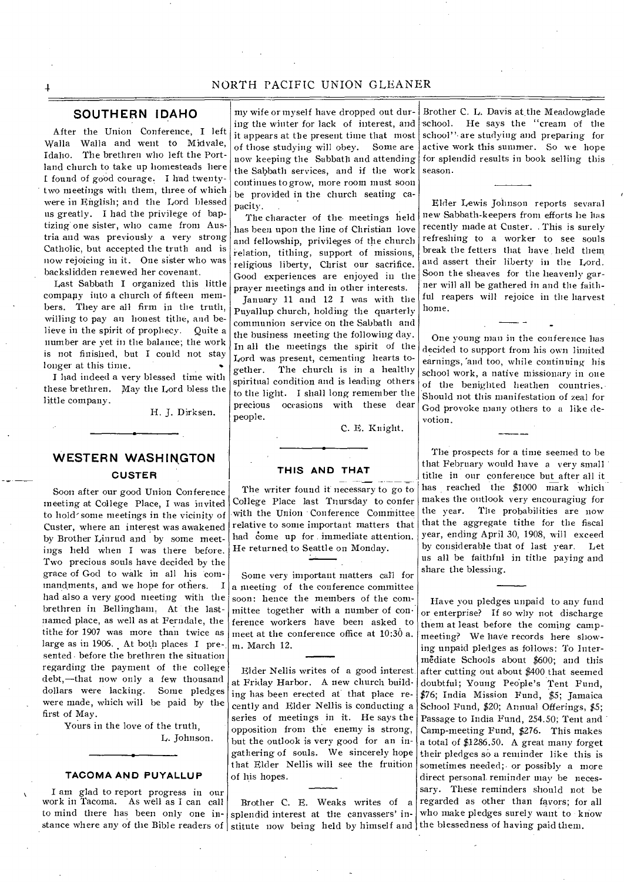## SOUTHERN IDAHO

After the Union Conference, I left Walla Walla and went to Midvale, Idaho. The brethren who left the Portland church to take up homesteads here I found of good courage. I had twenty-two meetings with them, three of which were in English; and the Lord blessed us greatly. I had the privilege of baptizing one sister, who came from Austria and was previously a very strong Catholic, but accepted the truth and is now rejoicing in it. One sister who was backslidden renewed her covenant.

Last Sabbath I organized this little company into a church of fifteen members. They are all firm in the truth, willing to pay an honest tithe, and believe in the spirit of prophecy. Quite a number are yet in the balance; the work is not finished, but I could not stay longer at this time.

I had indeed a very blessed time with these brethren. May the Lord bless the little company.

H. J. Dirksen.

## WESTERN WASHINGTON

### CUSTER

Soon after our good Union Conference meeting at College Place, I was invited to hold some meetings in the vicinity of Custer, where an interest was awakened by Brother Linrud and by some meetings held when I was there before. Two precious souls have decided by the grace of God to walk in all his commandments, and we hope for others. I had also a very good meeting with the brethren in Bellingham. At the last-named place, as well as at Ferndale, the tithe for 1907 was more than twice as large as in 1906. At both places I presented before the brethren the situation regarding the payment of the college debt,—that now only a few thousand dollars were lacking. Some pledges were made, which will be paid by the first of May.

Yours in the love of the truth,

L. Johnson.

### TACOMA AND PUYALLUP

I am glad to report progress in our work in Tacoma. As well as I can call to mind there has been only one instance where any of the Bible readers of my wife or myself have dropped out during the winter for lack of interest, and it appears at the present time that most of those studying will obey. Some are now keeping the Sabbath and attending the Sabbath services, and if the work continues to grow, more room must soon be provided in the church seating capacity.

The character of the meetings held has been upon the line of Christian love and fellowship, privileges of the church relation, tithing, support of missions, religious liberty, Christ our sacrifice. Good experiences are enjoyed in the prayer meetings and in other interests.

January 11 and 12 I was with the Puyallup church, holding the quarterly communion service on the Sabbath and the business meeting the following day. In all the meetings the spirit of the Lord was present, cementing hearts together. The church is in a healthy spiritual condition and is leading others to the light. I shall long remember the precious occasions with these dear people.

C. E. Knight.

### THIS AND THAT

The writer found it necessary to go to College Place last Thursday to confer with the Union Conference Committee relative to some important matters that had come up for immediate attention. He returned to Seattle on Monday.

Some very important matters call for a meeting of the conference committee soon: hence the members of the committee together with a number of conference workers have been asked to meet at the conference office at 10:30 a. m. March 12.

Elder Nellis writes of a good interest at Friday Harbor. A new church building has been erected at that place recently and Elder Nellis is conducting a series of meetings in it. He says the opposition from the enemy is strong, but the outlook is very good for an ingathering of souls. We sincerely hope that Elder Nellis will see the fruition of his hopes.

Brother C. E. Weaks writes of a splendid interest at the canvassers' institute now being held by himself and Brother C. L. Davis at the Meadowglade school. He says the "cream of the school" are studying and preparing for active work this summer. So we hope for splendid results in book selling this season.

Elder Lewis Johnson reports sevaral new Sabbath-keepers from efforts he has recently made at Custer. This is surely refreshing to a worker to see souls break the fetters that have held them and assert their liberty in the Lord. Soon the sheaves for the heavenly garner will all be gathered in and the faithful reapers will rejoice in the harvest home.

One young man in the conference has decided to support from his own limited earnings, and too, while continuing his school work, a native missionary in one of the benighted heathen countries. Should not this manifestation of zeal for God provoke many others to a like devotion.

The prospects for a time seemed to be that February would have a very small tithe in our conference but after all it has reached the $1000 mark which makes the outlook very encouraging for the year. The probabilities are now that the aggregate tithe for the fiscal year, ending April 30, 1908, will exceed by considerable that of last year. Let us all be faithful in tithe paying and share the blessing.

Have you pledges unpaid to any fund or enterprise? If so why not discharge them at least before the coming camp-meeting? We have records here showing unpaid pledges as follows: To Intermediate Schools about $600; and this after cutting out about $400 that seemed doubtful; Young People's Tent Fund, $76; India Mission Fund, $5; Jamaica School Fund, $20; Annual Offerings, $5; Passage to India Fund, 254.50; Tent and Camp-meeting Fund, $276. This makes a total of $1286.50. A great many forget their pledges so a reminder like this is sometimes needed; or possibly a more direct personal reminder may be necessary. These reminders should not be regarded as other than favors; for all who make pledges surely want to know the blessedness of having paid them.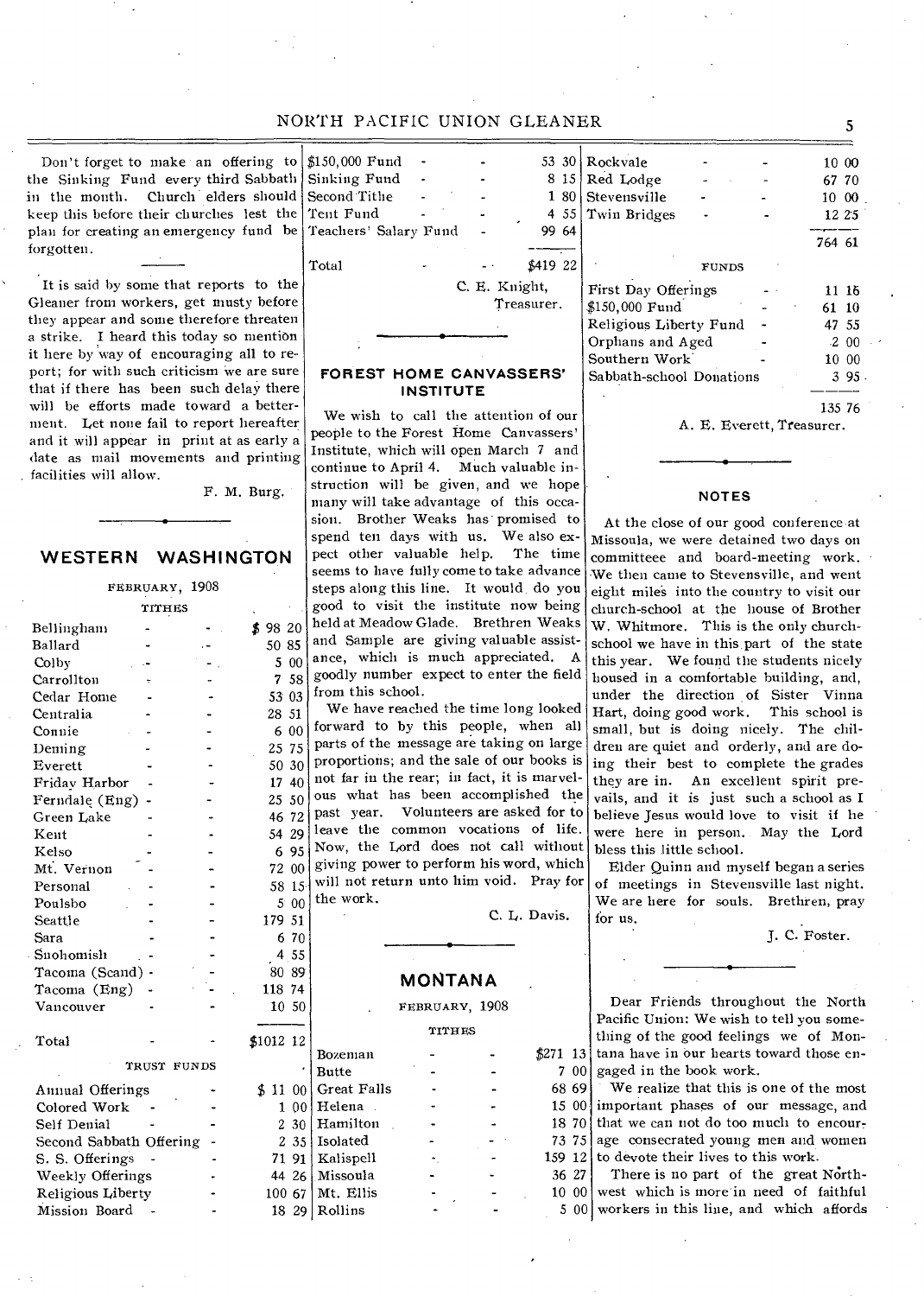Don't forget to make an offering to the Sinking Fund every third Sabbath in the month. Church elders should keep this before their churches lest the plan for creating an emergency fund be forgotten.

It is said by some that reports to the Gleaner from workers, get musty before they appear and some therefore threaten a strike. I heard this today so mention it here by way of encouraging all to report; for with such criticism we are sure that if there has been such delay there will be efforts made toward a betterment. Let none fail to report hereafter and it will appear in print at as early a date as mail movements and printing facilities will allow.

F. M. Burg.

## WESTERN WASHINGTON

FEBRUARY, 1908

TITHES

| | |
|---|---|
| Bellingham | $ 98 20 |
| Ballard | 50 85 |
| Colby | 5 00 |
| Carrollton | 7 58 |
| Cedar Home | 53 03 |
| Centralia | 28 51 |
| Connie | 6 00 |
| Deming | 25 75 |
| Everett | 50 30 |
| Friday Harbor | 17 40 |
| Ferndale (Eng) | 25 50 |
| Green Lake | 46 72 |
| Kent | 54 29 |
| Kelso | 6 95 |
| Mt. Vernon | 72 00 |
| Personal | 58 15 |
| Poulsbo | 5 00 |
| Seattle | 179 51 |
| Sara | 6 70 |
| Snohomish | 4 55 |
| Tacoma (Scand) | 80 89 |
| Tacoma (Eng) | 118 74 |
| Vancouver | 10 50 |
| Total | $1012 12 |

TRUST FUNDS

| | |
|---|---|
| Annual Offerings | $ 11 00 |
| Colored Work | 1 00 |
| Self Denial | 2 30 |
| Second Sabbath Offering | 2 35 |
| S. S. Offerings | 71 91 |
| Weekly Offerings | 44 26 |
| Religious Liberty | 100 67 |
| Mission Board | 18 29 |
| $150,000 Fund | 53 30 |
| Sinking Fund | 8 15 |
| Second Tithe | 1 80 |
| Tent Fund | 4 55 |
| Teachers' Salary Fund | 99 64 |
| Total | $419 22 |

C. E. Knight,
Treasurer.

## FOREST HOME CANVASSERS' INSTITUTE

We wish to call the attention of our people to the Forest Home Canvassers' Institute, which will open March 7 and continue to April 4. Much valuable instruction will be given, and we hope many will take advantage of this occasion. Brother Weaks has promised to spend ten days with us. We also expect other valuable help. The time seems to have fully come to take advance steps along this line. It would do you good to visit the institute now being held at Meadow Glade. Brethren Weaks and Sample are giving valuable assistance, which is much appreciated. A goodly number expect to enter the field from this school.

We have reached the time long looked forward to by this people, when all parts of the message are taking on large proportions; and the sale of our books is not far in the rear; in fact, it is marvelous what has been accomplished the past year. Volunteers are asked for to leave the common vocations of life. Now, the Lord does not call without giving power to perform his word, which will not return unto him void. Pray for the work.

C. L. Davis.

## MONTANA

FEBRUARY, 1908

TITHES

| | |
|---|---|
| Bozeman | $271 13 |
| Butte | 7 00 |
| Great Falls | 68 69 |
| Helena | 15 00 |
| Hamilton | 18 70 |
| Isolated | 73 75 |
| Kalispell | 159 12 |
| Missoula | 36 27 |
| Mt. Ellis | 10 00 |
| Rollins | 5 00 |
| Rockvale | 10 00 |
| Red Lodge | 67 70 |
| Stevensville | 10 00 |
| Twin Bridges | 12 25 |
| | 764 61 |

FUNDS

| | |
|---|---|
| First Day Offerings | 11 16 |
| $150,000 Fund | 61 10 |
| Religious Liberty Fund | 47 55 |
| Orphans and Aged | 2 00 |
| Southern Work | 10 00 |
| Sabbath-school Donations | 3 95 |
| | 135 76 |

A. E. Everett, Treasurer.

## NOTES

At the close of our good conference at Missoula, we were detained two days on committeee and board-meeting work. We then came to Stevensville, and went eight miles into the country to visit our church-school at the house of Brother W. Whitmore. This is the only church-school we have in this part of the state this year. We found the students nicely housed in a comfortable building, and, under the direction of Sister Vinna Hart, doing good work. This school is small, but is doing nicely. The children are quiet and orderly, and are doing their best to complete the grades they are in. An excellent spirit prevails, and it is just such a school as I believe Jesus would love to visit if he were here in person. May the Lord bless this little school.

Elder Quinn and myself began a series of meetings in Stevensville last night. We are here for souls. Brethren, pray for us.

J. C. Foster.

Dear Friends throughout the North Pacific Union: We wish to tell you something of the good feelings we of Montana have in our hearts toward those engaged in the book work.

We realize that this is one of the most important phases of our message, and that we can not do too much to encourage consecrated young men and women to devote their lives to this work.

There is no part of the great Northwest which is more in need of faithful workers in this line, and which affords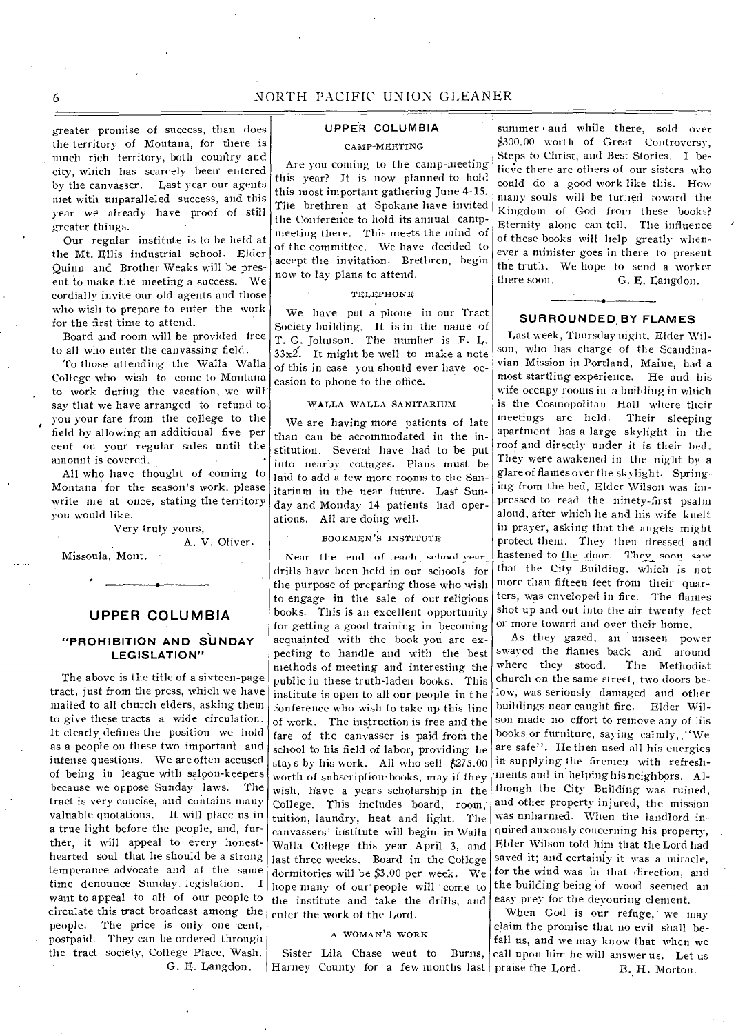greater promise of success, than does the territory of Montana, for there is much rich territory, both country and city, which has scarcely been entered by the canvasser. Last year our agents met with unparalleled success, and this year we already have proof of still greater things.

Our regular institute is to be held at the Mt. Ellis industrial school. Elder Quinn and Brother Weaks will be present to make the meeting a success. We cordially invite our old agents and those who wish to prepare to enter the work for the first time to attend.

Board and room will be provided free to all who enter the canvassing field.

To those attending the Walla Walla College who wish to come to Montana to work during the vacation, we will say that we have arranged to refund to you your fare from the college to the field by allowing an additional five per cent on your regular sales until the amount is covered.

All who have thought of coming to Montana for the season's work, please write me at once, stating the territory you would like.

Very truly yours,

A. V. Oliver.

Missoula, Mont.

## UPPER COLUMBIA

### "PROHIBITION AND SUNDAY LEGISLATION"

The above is the title of a sixteen-page tract, just from the press, which we have mailed to all church elders, asking them to give these tracts a wide circulation. It clearly defines the position we hold as a people on these two important and intense questions. We are often accused of being in league with saloon-keepers because we oppose Sunday laws. The tract is very concise, and contains many valuable quotations. It will place us in a true light before the people, and, further, it will appeal to every honest-hearted soul that he should be a strong temperance advocate and at the same time denounce Sunday legislation. I want to appeal to all of our people to circulate this tract broadcast among the people. The price is only one cent, postpaid. They can be ordered through the tract society, College Place, Wash.

G. E. Langdon.

### UPPER COLUMBIA

#### CAMP-MEETING

Are you coming to the camp-meeting this year? It is now planned to hold this most important gathering June 4-15. The brethren at Spokane have invited the Conference to hold its annual camp-meeting there. This meets the mind of of the committee. We have decided to accept the invitation. Brethren, begin now to lay plans to attend.

#### TELEPHONE

We have put a phone in our Tract Society building. It is in the name of T. G. Johnson. The number is F. L. 33x2. It might be well to make a note of this in case you should ever have occasion to phone to the office.

#### WALLA WALLA SANITARIUM

We are having more patients of late than can be accommodated in the institution. Several have had to be put into nearby cottages. Plans must be laid to add a few more rooms to the Sanitarium in the near future. Last Sunday and Monday 14 patients had operations. All are doing well.

#### BOOKMEN'S INSTITUTE

Near the end of each school year drills have been held in our schools for the purpose of preparing those who wish to engage in the sale of our religious books. This is an excellent opportunity for getting a good training in becoming acquainted with the book you are expecting to handle and with the best methods of meeting and interesting the public in these truth-laden books. This institute is open to all our people in the conference who wish to take up this line of work. The instruction is free and the fare of the canvasser is paid from the school to his field of labor, providing he stays by his work. All who sell $275.00 worth of subscription-books, may if they wish, have a years scholarship in the College. This includes board, room, tuition, laundry, heat and light. The canvassers' institute will begin in Walla Walla College this year April 3, and last three weeks. Board in the College dormitories will be $3.00 per week. We hope many of our people will come to the institute and take the drills, and enter the work of the Lord.

#### A WOMAN'S WORK

Sister Lila Chase went to Burns, Harney County for a few months last summer and while there, sold over $300.00 worth of Great Controversy, Steps to Christ, and Best Stories. I believe there are others of our sisters who could do a good work like this. How many souls will be turned toward the Kingdom of God from these books? Eternity alone can tell. The influence of these books will help greatly whenever a minister goes in there to present the truth. We hope to send a worker there soon.

G. E. Langdon.

### SURROUNDED BY FLAMES

Last week, Thursday night, Elder Wilson, who has charge of the Scandinavian Mission in Portland, Maine, had a most startling experience. He and his wife occupy rooms in a building in which is the Cosmopolitan Hall where their meetings are held. Their sleeping apartment has a large skylight in the roof and directly under it is their bed. They were awakened in the night by a glare of flames over the skylight. Springing from the bed, Elder Wilson was impressed to read the ninety-first psalm aloud, after which he and his wife knelt in prayer, asking that the angels might protect them. They then dressed and hastened to the door. They soon saw that the City Building, which is not more than fifteen feet from their quarters, was enveloped in fire. The flames shot up and out into the air twenty feet or more toward and over their home.

As they gazed, an unseen power swayed the flames back and around where they stood. The Methodist church on the same street, two doors below, was seriously damaged and other buildings near caught fire. Elder Wilson made no effort to remove any of his books or furniture, saying calmly, "We are safe". He then used all his energies in supplying the firemen with refreshments and in helping his neighbors. Although the City Building was ruined, and other property injured, the mission was unharmed. When the landlord inquired anxously concerning his property, Elder Wilson told him that the Lord had saved it; and certainly it was a miracle, for the wind was in that direction, and the building being of wood seemed an easy prey for the devouring element.

When God is our refuge, we may claim the promise that no evil shall befall us, and we may know that when we call upon him he will answer us. Let us praise the Lord.

E. H. Morton.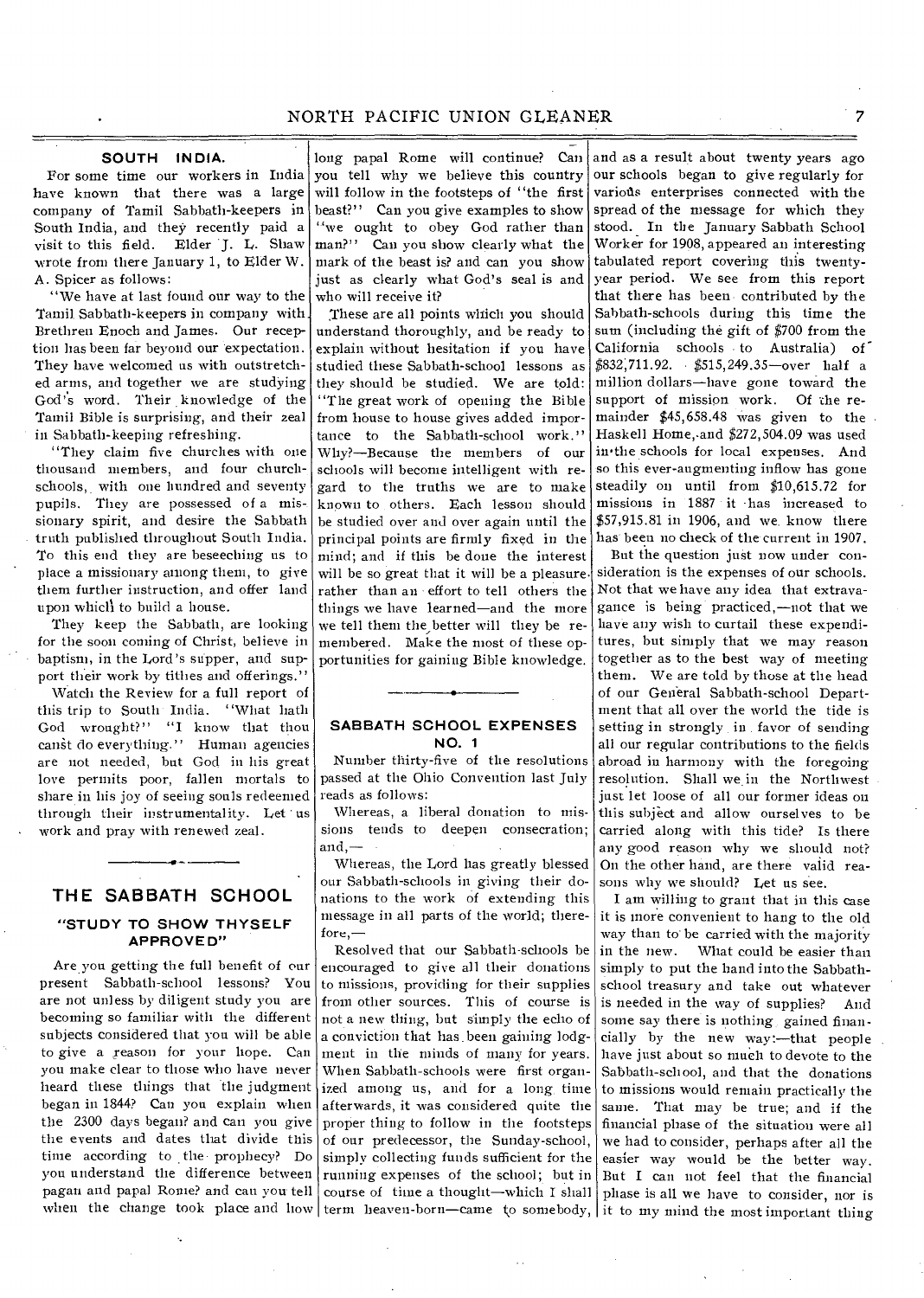## SOUTH INDIA.

For some time our workers in India have known that there was a large company of Tamil Sabbath-keepers in South India, and they recently paid a visit to this field. Elder J. L. Shaw wrote from there January 1, to Elder W. A. Spicer as follows:

"We have at last found our way to the Tamil Sabbath-keepers in company with Brethren Enoch and James. Our reception has been far beyond our expectation. They have welcomed us with outstretched arms, and together we are studying God's word. Their knowledge of the Tamil Bible is surprising, and their zeal in Sabbath-keeping refreshing.

"They claim five churches with one thousand members, and four church-schools, with one hundred and seventy pupils. They are possessed of a missionary spirit, and desire the Sabbath truth published throughout South India. To this end they are beseeching us to place a missionary among them, to give them further instruction, and offer land upon which to build a house.

They keep the Sabbath, are looking for the soon coming of Christ, believe in baptism, in the Lord's supper, and support their work by tithes and offerings."

Watch the Review for a full report of this trip to South India. "What hath God wrought?" "I know that thou canst do everything." Human agencies are not needed, but God in his great love permits poor, fallen mortals to share in his joy of seeing souls redeemed through their instrumentality. Let us work and pray with renewed zeal.

---

# THE SABBATH SCHOOL

### "STUDY TO SHOW THYSELF APPROVED"

Are you getting the full benefit of our present Sabbath-school lessons? You are not unless by diligent study you are becoming so familiar with the different subjects considered that you will be able to give a reason for your hope. Can you make clear to those who have never heard these things that the judgment began in 1844? Can you explain when the 2300 days began? and can you give the events and dates that divide this time according to the prophecy? Do you understand the difference between pagan and papal Rome? and can you tell when the change took place and how long papal Rome will continue? Can you tell why we believe this country will follow in the footsteps of "the first beast?" Can you give examples to show "we ought to obey God rather than man?" Can you show clearly what the mark of the beast is? and can you show just as clearly what God's seal is and who will receive it?

These are all points which you should understand thoroughly, and be ready to explain without hesitation if you have studied these Sabbath-school lessons as they should be studied. We are told: "The great work of opening the Bible from house to house gives added importance to the Sabbath-school work." Why?—Because the members of our schools will become intelligent with regard to the truths we are to make known to others. Each lesson should be studied over and over again until the principal points are firmly fixed in the mind; and if this be done the interest will be so great that it will be a pleasure rather than an effort to tell others the things we have learned—and the more we tell them the better will they be remembered. Make the most of these opportunities for gaining Bible knowledge.

---

### SABBATH SCHOOL EXPENSES NO. 1

Number thirty-five of the resolutions passed at the Ohio Convention last July reads as follows:

Whereas, a liberal donation to missions tends to deepen consecration; and,—

Whereas, the Lord has greatly blessed our Sabbath-schools in giving their donations to the work of extending this message in all parts of the world; therefore,—

Resolved that our Sabbath-schools be encouraged to give all their donations to missions, providing for their supplies from other sources. This of course is not a new thing, but simply the echo of a conviction that has been gaining lodgment in the minds of many for years. When Sabbath-schools were first organized among us, and for a long time afterwards, it was considered quite the proper thing to follow in the footsteps of our predecessor, the Sunday-school, simply collecting funds sufficient for the running expenses of the school; but in course of time a thought—which I shall term heaven-born—came to somebody, and as a result about twenty years ago our schools began to give regularly for various enterprises connected with the spread of the message for which they stood. In the January Sabbath School Worker for 1908, appeared an interesting tabulated report covering this twenty-year period. We see from this report that there has been contributed by the Sabbath-schools during this time the sum (including the gift of $700 from the California schools to Australia) of $832,711.92. $515,249.35—over half a million dollars—have gone toward the support of mission work. Of the remainder $45,658.48 was given to the Haskell Home, and $272,504.09 was used in the schools for local expenses. And so this ever-augmenting inflow has gone steadily on until from $10,615.72 for missions in 1887 it has increased to $57,915.81 in 1906, and we know there has been no check of the current in 1907.

But the question just now under consideration is the expenses of our schools. Not that we have any idea that extravagance is being practiced,—not that we have any wish to curtail these expenditures, but simply that we may reason together as to the best way of meeting them. We are told by those at the head of our General Sabbath-school Department that all over the world the tide is setting in strongly in favor of sending all our regular contributions to the fields abroad in harmony with the foregoing resolution. Shall we in the Northwest just let loose of all our former ideas on this subject and allow ourselves to be carried along with this tide? Is there any good reason why we should not? On the other hand, are there valid reasons why we should? Let us see.

I am willing to grant that in this case it is more convenient to hang to the old way than to be carried with the majority in the new. What could be easier than simply to put the hand into the Sabbath-school treasury and take out whatever is needed in the way of supplies? And some say there is nothing gained financially by the new way:—that people have just about so much to devote to the Sabbath-school, and that the donations to missions would remain practically the same. That may be true; and if the financial phase of the situation were all we had to consider, perhaps after all the easier way would be the better way. But I can not feel that the financial phase is all we have to consider, nor is it to my mind the most important thing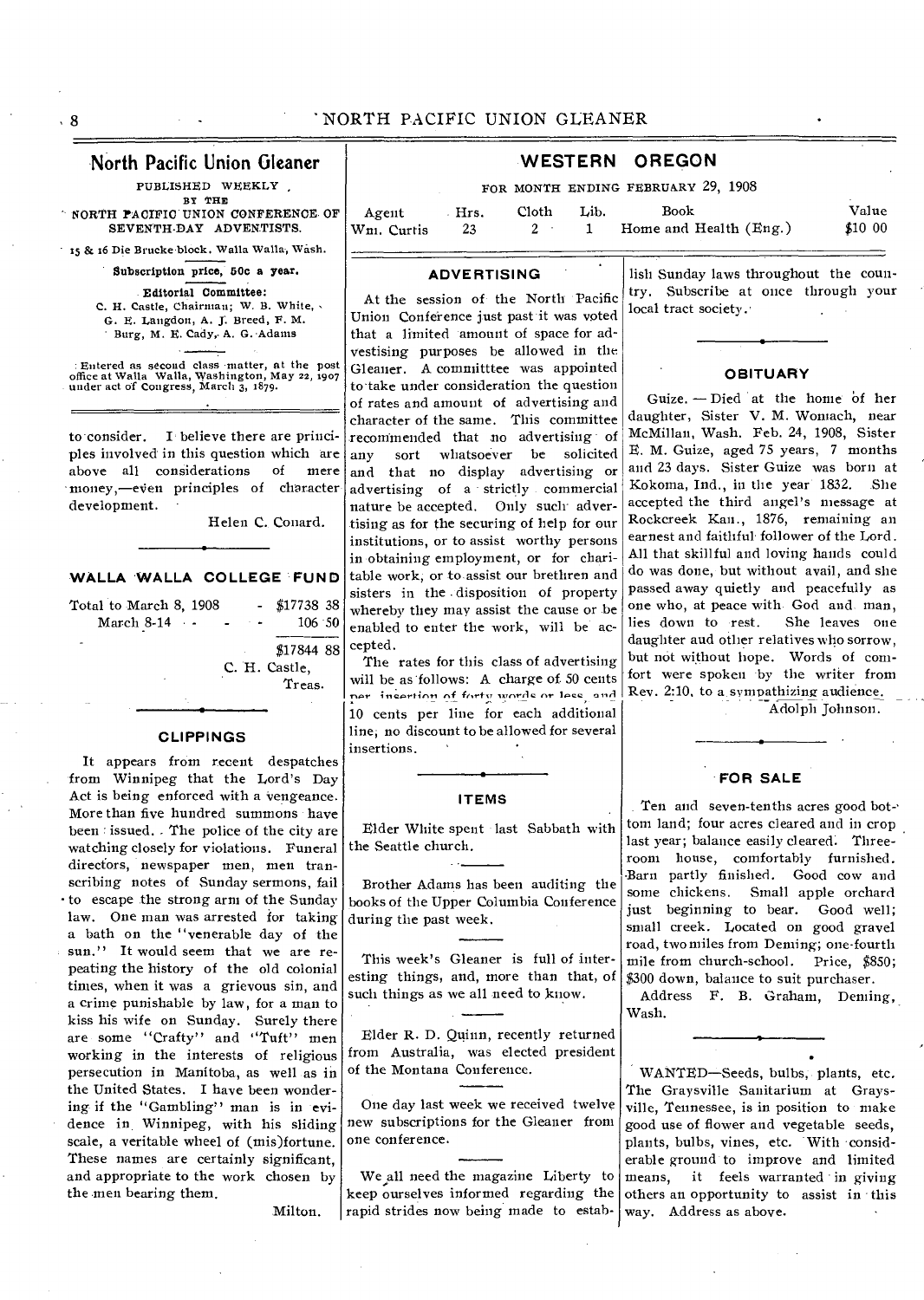## North Pacific Union Gleaner

PUBLISHED WEEKLY
BY THE
NORTH PACIFIC UNION CONFERENCE OF SEVENTH-DAY ADVENTISTS.

15 & 16 Die Brucke block, Walla Walla, Wash.

**Subscription price, 50c a year.**

**Editorial Committee:**
C. H. Castle, Chairman; W. B. White, G. E. Langdon, A. J. Breed, F. M. Burg, M. E. Cady, A. G. Adams

Entered as second class matter, at the post office at Walla Walla, Washington, May 22, 1907 under act of Congress, March 3, 1879.

---

to consider. I believe there are principles involved in this question which are above all considerations of mere money,—even principles of character development.

Helen C. Conard.

### WALLA WALLA COLLEGE FUND

| | |
|---|---|
| Total to March 8, 1908 | $17738 38 |
| March 8-14 | 106 50 |
| | $17844 88 |

C. H. Castle,
Treas.

### CLIPPINGS

It appears from recent despatches from Winnipeg that the Lord's Day Act is being enforced with a vengeance. More than five hundred summons have been issued. The police of the city are watching closely for violations. Funeral directors, newspaper men, men transcribing notes of Sunday sermons, fail to escape the strong arm of the Sunday law. One man was arrested for taking a bath on the "venerable day of the sun." It would seem that we are repeating the history of the old colonial times, when it was a grievous sin, and a crime punishable by law, for a man to kiss his wife on Sunday. Surely there are some "Crafty" and "Tuft" men working in the interests of religious persecution in Manitoba, as well as in the United States. I have been wondering if the "Gambling" man is in evidence in Winnipeg, with his sliding scale, a veritable wheel of (mis)fortune. These names are certainly significant, and appropriate to the work chosen by the men bearing them.

Milton.

## WESTERN OREGON

FOR MONTH ENDING FEBRUARY 29, 1908

| Agent | Hrs. | Cloth | Lib. | Book | Value |
|---|---|---|---|---|---|
| Wm. Curtis | 23 | 2 | 1 | Home and Health (Eng.) | $10 00 |

### ADVERTISING

At the session of the North Pacific Union Conference just past it was voted that a limited amount of space for advertising purposes be allowed in the Gleaner. A committtee was appointed to take under consideration the question of rates and amount of advertising and character of the same. This committee recommended that no advertising of any sort whatsoever be solicited and that no display advertising or advertising of a strictly commercial nature be accepted. Only such advertising as for the securing of help for our institutions, or to assist worthy persons in obtaining employment, or for charitable work, or to assist our brethren and sisters in the disposition of property whereby they may assist the cause or be enabled to enter the work, will be accepted.

The rates for this class of advertising will be as follows: A charge of 50 cents per insertion of forty words or less, and 10 cents per line for each additional line, no discount to be allowed for several insertions.

### ITEMS

Elder White spent last Sabbath with the Seattle church.

Brother Adams has been auditing the books of the Upper Columbia Conference during the past week.

This week's Gleaner is full of interesting things, and, more than that, of such things as we all need to know.

Elder R. D. Quinn, recently returned from Australia, was elected president of the Montana Conference.

One day last week we received twelve new subscriptions for the Gleaner from one conference.

We all need the magazine Liberty to keep ourselves informed regarding the rapid strides now being made to establish Sunday laws throughout the country. Subscribe at once through your local tract society.

### OBITUARY

Guize.—Died at the home of her daughter, Sister V. M. Womach, near McMillan, Wash. Feb. 24, 1908, Sister E. M. Guize, aged 75 years, 7 months and 23 days. Sister Guize was born at Kokoma, Ind., in the year 1832. She accepted the third angel's message at Rockcreek Kan., 1876, remaining an earnest and faithful follower of the Lord. All that skillful and loving hands could do was done, but without avail, and she passed away quietly and peacefully as one who, at peace with God and man, lies down to rest. She leaves one daughter and other relatives who sorrow, but not without hope. Words of comfort were spoken by the writer from Rev. 2:10, to a sympathizing audience.

Adolph Johnson.

### FOR SALE

Ten and seven-tenths acres good bottom land; four acres cleared and in crop last year; balance easily cleared. Three-room house, comfortably furnished. Barn partly finished. Good cow and some chickens. Small apple orchard just beginning to bear. Good well; small creek. Located on good gravel road, two miles from Deming; one-fourth mile from church-school. Price, $850; $300 down, balance to suit purchaser.

Address F. B. Graham, Deming, Wash.

WANTED—Seeds, bulbs, plants, etc. The Graysville Sanitarium at Graysville, Tennessee, is in position to make good use of flower and vegetable seeds, plants, bulbs, vines, etc. With considerable ground to improve and limited means, it feels warranted in giving others an opportunity to assist in this way. Address as above.